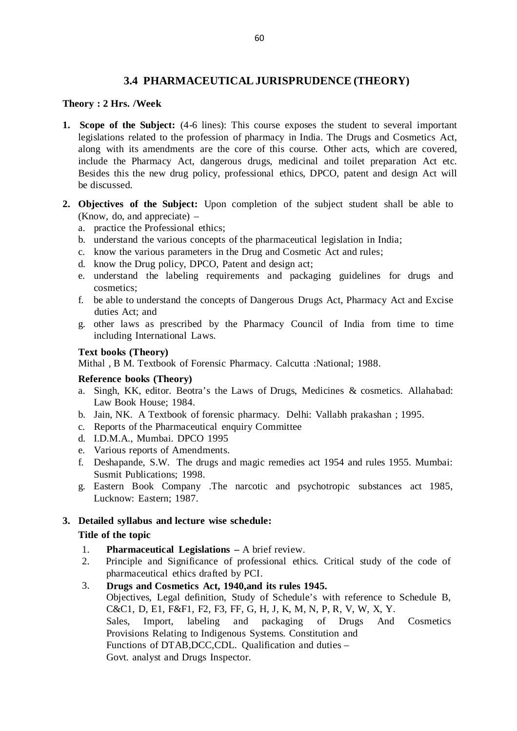## 3.4 PHARMACEUTICAL JURISPRUDENCE (THEORY)

**Theory : 2 Hrs. /Week**

1. **Scope of the Subject:** (4-6 lines): This course exposes the student to several important legislations related to the profession of pharmacy in India. The Drugs and Cosmetics Act, along with its amendments are the core of this course. Other acts, which are covered, include the Pharmacy Act, dangerous drugs, medicinal and toilet preparation Act etc. Besides this the new drug policy, professional ethics, DPCO, patent and design Act will be discussed.

2. **Objectives of the Subject:** Upon completion of the subject student shall be able to (Know, do, and appreciate) –
   a. practice the Professional ethics;
   b. understand the various concepts of the pharmaceutical legislation in India;
   c. know the various parameters in the Drug and Cosmetic Act and rules;
   d. know the Drug policy, DPCO, Patent and design act;
   e. understand the labeling requirements and packaging guidelines for drugs and cosmetics;
   f. be able to understand the concepts of Dangerous Drugs Act, Pharmacy Act and Excise duties Act; and
   g. other laws as prescribed by the Pharmacy Council of India from time to time including International Laws.

   **Text books (Theory)**

   Mithal , B M. Textbook of Forensic Pharmacy. Calcutta :National; 1988.

   **Reference books (Theory)**

   a. Singh, KK, editor. Beotra's the Laws of Drugs, Medicines & cosmetics. Allahabad: Law Book House; 1984.
   b. Jain, NK. A Textbook of forensic pharmacy. Delhi: Vallabh prakashan ; 1995.
   c. Reports of the Pharmaceutical enquiry Committee
   d. I.D.M.A., Mumbai. DPCO 1995
   e. Various reports of Amendments.
   f. Deshapande, S.W. The drugs and magic remedies act 1954 and rules 1955. Mumbai: Susmit Publications; 1998.
   g. Eastern Book Company .The narcotic and psychotropic substances act 1985, Lucknow: Eastern; 1987.

3. **Detailed syllabus and lecture wise schedule:**

   **Title of the topic**

   1. **Pharmaceutical Legislations –** A brief review.
   2. Principle and Significance of professional ethics. Critical study of the code of pharmaceutical ethics drafted by PCI.
   3. **Drugs and Cosmetics Act, 1940,and its rules 1945.**
      Objectives, Legal definition, Study of Schedule's with reference to Schedule B, C&C1, D, E1, F&F1, F2, F3, FF, G, H, J, K, M, N, P, R, V, W, X, Y.
      Sales, Import, labeling and packaging of Drugs And Cosmetics Provisions Relating to Indigenous Systems. Constitution and Functions of DTAB,DCC,CDL. Qualification and duties – Govt. analyst and Drugs Inspector.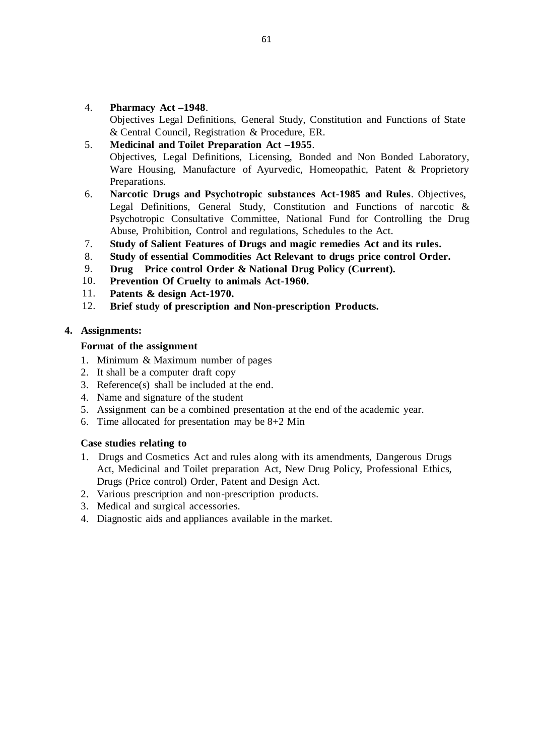4. **Pharmacy Act –1948**.
   Objectives Legal Definitions, General Study, Constitution and Functions of State & Central Council, Registration & Procedure, ER.
5. **Medicinal and Toilet Preparation Act –1955**.
   Objectives, Legal Definitions, Licensing, Bonded and Non Bonded Laboratory, Ware Housing, Manufacture of Ayurvedic, Homeopathic, Patent & Proprietory Preparations.
6. **Narcotic Drugs and Psychotropic substances Act-1985 and Rules**. Objectives, Legal Definitions, General Study, Constitution and Functions of narcotic & Psychotropic Consultative Committee, National Fund for Controlling the Drug Abuse, Prohibition, Control and regulations, Schedules to the Act.
7. **Study of Salient Features of Drugs and magic remedies Act and its rules.**
8. **Study of essential Commodities Act Relevant to drugs price control Order.**
9. **Drug Price control Order & National Drug Policy (Current).**
10. **Prevention Of Cruelty to animals Act-1960.**
11. **Patents & design Act-1970.**
12. **Brief study of prescription and Non-prescription Products.**

**4. Assignments:**

**Format of the assignment**

1. Minimum & Maximum number of pages
2. It shall be a computer draft copy
3. Reference(s) shall be included at the end.
4. Name and signature of the student
5. Assignment can be a combined presentation at the end of the academic year.
6. Time allocated for presentation may be 8+2 Min

**Case studies relating to**

1. Drugs and Cosmetics Act and rules along with its amendments, Dangerous Drugs Act, Medicinal and Toilet preparation Act, New Drug Policy, Professional Ethics, Drugs (Price control) Order, Patent and Design Act.
2. Various prescription and non-prescription products.
3. Medical and surgical accessories.
4. Diagnostic aids and appliances available in the market.